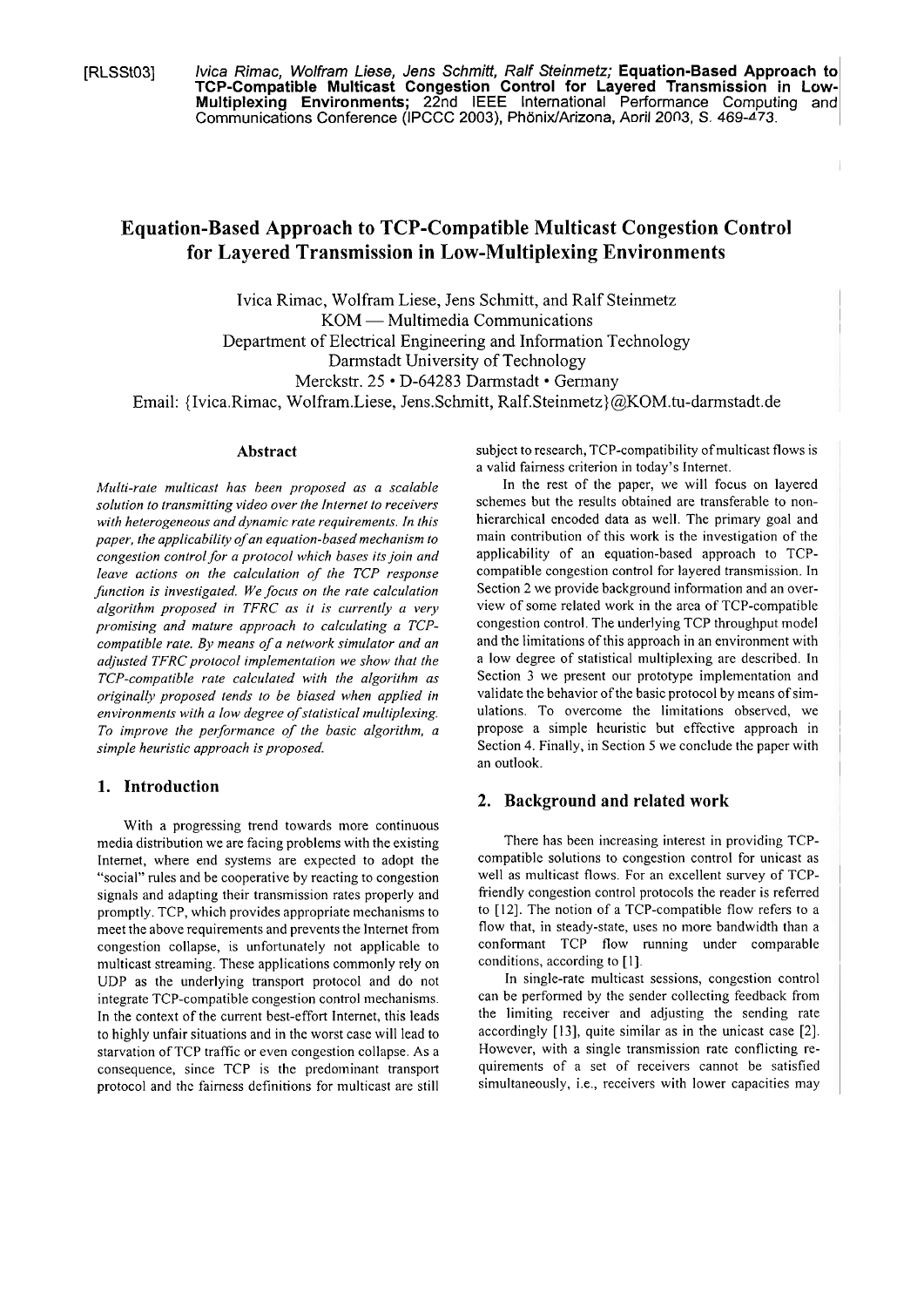[RLSSt03] *Ivica Rimac, Wolfram Liese, Jens Schmitt, Ralf Steinmetz;* **Equation-Based Approach to TCP-Compatible Multicast Congestion Control for Layered Transmission in Low-Multiplexing Environments;** 22nd IEEE International Performance Computing and Communications Conference (IPCCC 2003), Phönix/Arizona, April 2003, S. 469-473.

# Equation-Based Approach to TCP-Compatible Multicast Congestion Control for Layered Transmission in Low-Multiplexing Environments

Ivica Rimac, Wolfram Liese, Jens Schmitt, and Ralf Steinmetz
KOM — Multimedia Communications
Department of Electrical Engineering and Information Technology
Darmstadt University of Technology
Merckstr. 25 • D-64283 Darmstadt • Germany
Email: {Ivica.Rimac, Wolfram.Liese, Jens.Schmitt, Ralf.Steinmetz}@KOM.tu-darmstadt.de

## Abstract

*Multi-rate multicast has been proposed as a scalable solution to transmitting video over the Internet to receivers with heterogeneous and dynamic rate requirements. In this paper, the applicability of an equation-based mechanism to congestion control for a protocol which bases its join and leave actions on the calculation of the TCP response function is investigated. We focus on the rate calculation algorithm proposed in TFRC as it is currently a very promising and mature approach to calculating a TCP-compatible rate. By means of a network simulator and an adjusted TFRC protocol implementation we show that the TCP-compatible rate calculated with the algorithm as originally proposed tends to be biased when applied in environments with a low degree of statistical multiplexing. To improve the performance of the basic algorithm, a simple heuristic approach is proposed.*

## 1. Introduction

With a progressing trend towards more continuous media distribution we are facing problems with the existing Internet, where end systems are expected to adopt the "social" rules and be cooperative by reacting to congestion signals and adapting their transmission rates properly and promptly. TCP, which provides appropriate mechanisms to meet the above requirements and prevents the Internet from congestion collapse, is unfortunately not applicable to multicast streaming. These applications commonly rely on UDP as the underlying transport protocol and do not integrate TCP-compatible congestion control mechanisms. In the context of the current best-effort Internet, this leads to highly unfair situations and in the worst case will lead to starvation of TCP traffic or even congestion collapse. As a consequence, since TCP is the predominant transport protocol and the fairness definitions for multicast are still subject to research, TCP-compatibility of multicast flows is a valid fairness criterion in today's Internet.

In the rest of the paper, we will focus on layered schemes but the results obtained are transferable to non-hierarchical encoded data as well. The primary goal and main contribution of this work is the investigation of the applicability of an equation-based approach to TCP-compatible congestion control for layered transmission. In Section 2 we provide background information and an overview of some related work in the area of TCP-compatible congestion control. The underlying TCP throughput model and the limitations of this approach in an environment with a low degree of statistical multiplexing are described. In Section 3 we present our prototype implementation and validate the behavior of the basic protocol by means of simulations. To overcome the limitations observed, we propose a simple heuristic but effective approach in Section 4. Finally, in Section 5 we conclude the paper with an outlook.

## 2. Background and related work

There has been increasing interest in providing TCP-compatible solutions to congestion control for unicast as well as multicast flows. For an excellent survey of TCP-friendly congestion control protocols the reader is referred to [12]. The notion of a TCP-compatible flow refers to a flow that, in steady-state, uses no more bandwidth than a conformant TCP flow running under comparable conditions, according to [1].

In single-rate multicast sessions, congestion control can be performed by the sender collecting feedback from the limiting receiver and adjusting the sending rate accordingly [13], quite similar as in the unicast case [2]. However, with a single transmission rate conflicting requirements of a set of receivers cannot be satisfied simultaneously, i.e., receivers with lower capacities may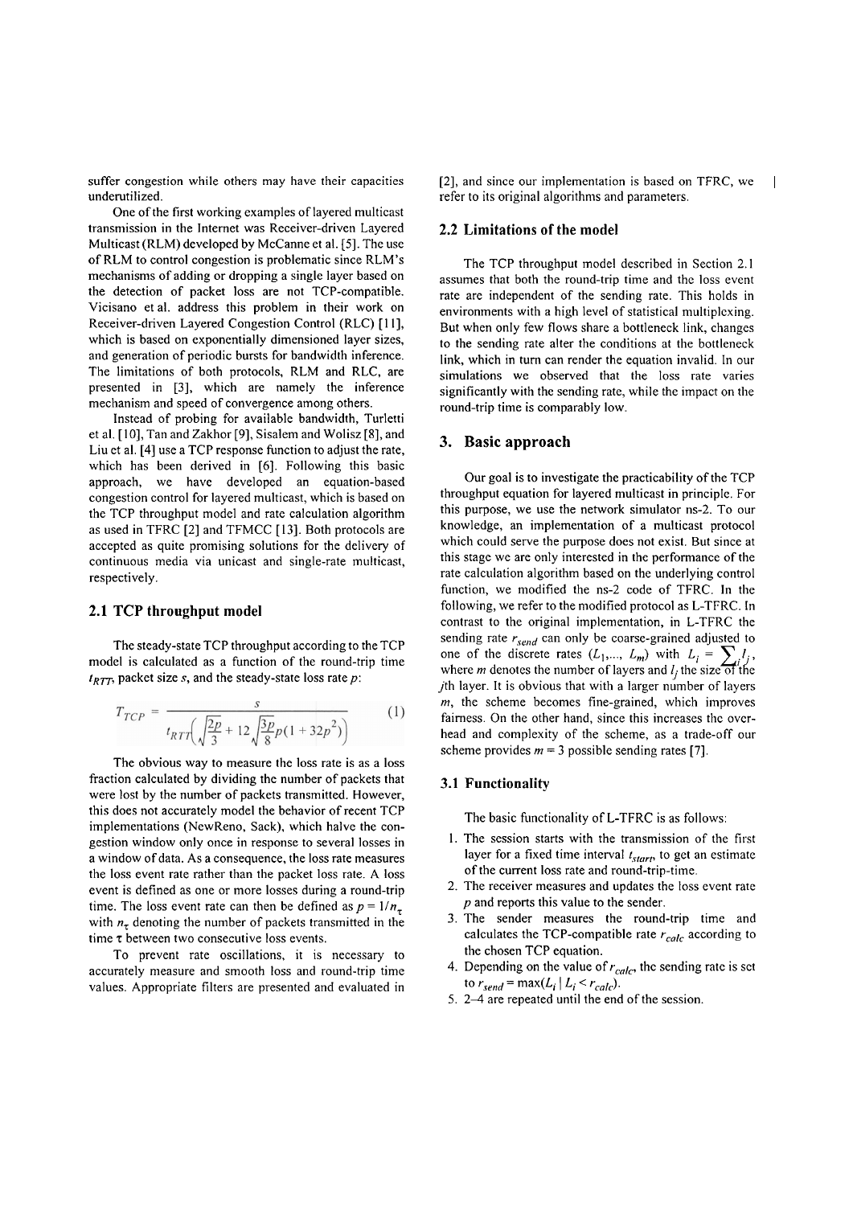suffer congestion while others may have their capacities underutilized.

One of the first working examples of layered multicast transmission in the Internet was Receiver-driven Layered Multicast (RLM) developed by McCanne et al. [5]. The use of RLM to control congestion is problematic since RLM's mechanisms of adding or dropping a single layer based on the detection of packet loss are not TCP-compatible. Vicisano et al. address this problem in their work on Receiver-driven Layered Congestion Control (RLC) [11], which is based on exponentially dimensioned layer sizes, and generation of periodic bursts for bandwidth inference. The limitations of both protocols, RLM and RLC, are presented in [3], which are namely the inference mechanism and speed of convergence among others.

Instead of probing for available bandwidth, Turletti et al. [10], Tan and Zakhor [9], Sisalem and Wolisz [8], and Liu et al. [4] use a TCP response function to adjust the rate, which has been derived in [6]. Following this basic approach, we have developed an equation-based congestion control for layered multicast, which is based on the TCP throughput model and rate calculation algorithm as used in TFRC [2] and TFMCC [13]. Both protocols are accepted as quite promising solutions for the delivery of continuous media via unicast and single-rate multicast, respectively.

## 2.1 TCP throughput model

The steady-state TCP throughput according to the TCP model is calculated as a function of the round-trip time $t_{RTT}$, packet size $s$, and the steady-state loss rate $p$:

$$T_{TCP} = \frac{s}{t_{RTT}\left(\sqrt{\frac{2p}{3}} + 12\sqrt{\frac{3p}{8}}p(1+32p^2)\right)} \quad (1)$$

The obvious way to measure the loss rate is as a loss fraction calculated by dividing the number of packets that were lost by the number of packets transmitted. However, this does not accurately model the behavior of recent TCP implementations (NewReno, Sack), which halve the congestion window only once in response to several losses in a window of data. As a consequence, the loss rate measures the loss event rate rather than the packet loss rate. A loss event is defined as one or more losses during a round-trip time. The loss event rate can then be defined as $p = 1/n_\tau$ with $n_\tau$ denoting the number of packets transmitted in the time $\tau$ between two consecutive loss events.

To prevent rate oscillations, it is necessary to accurately measure and smooth loss and round-trip time values. Appropriate filters are presented and evaluated in [2], and since our implementation is based on TFRC, we refer to its original algorithms and parameters.

## 2.2 Limitations of the model

The TCP throughput model described in Section 2.1 assumes that both the round-trip time and the loss event rate are independent of the sending rate. This holds in environments with a high level of statistical multiplexing. But when only few flows share a bottleneck link, changes to the sending rate alter the conditions at the bottleneck link, which in turn can render the equation invalid. In our simulations we observed that the loss rate varies significantly with the sending rate, while the impact on the round-trip time is comparably low.

# 3. Basic approach

Our goal is to investigate the practicability of the TCP throughput equation for layered multicast in principle. For this purpose, we use the network simulator ns-2. To our knowledge, an implementation of a multicast protocol which could serve the purpose does not exist. But since at this stage we are only interested in the performance of the rate calculation algorithm based on the underlying control function, we modified the ns-2 code of TFRC. In the following, we refer to the modified protocol as L-TFRC. In contrast to the original implementation, in L-TFRC the sending rate $r_{send}$ can only be coarse-grained adjusted to one of the discrete rates ($L_1,\ldots, L_m$) with $L_i = \sum_i l_j$, where $m$ denotes the number of layers and $l_j$ the size of the $j$th layer. It is obvious that with a larger number of layers $m$, the scheme becomes fine-grained, which improves fairness. On the other hand, since this increases the overhead and complexity of the scheme, as a trade-off our scheme provides $m = 3$ possible sending rates [7].

## 3.1 Functionality

The basic functionality of L-TFRC is as follows:

1. The session starts with the transmission of the first layer for a fixed time interval $t_{start}$, to get an estimate of the current loss rate and round-trip-time.
2. The receiver measures and updates the loss event rate $p$ and reports this value to the sender.
3. The sender measures the round-trip time and calculates the TCP-compatible rate $r_{calc}$ according to the chosen TCP equation.
4. Depending on the value of $r_{calc}$, the sending rate is set to $r_{send} = \max(L_i \mid L_i < r_{calc})$.
5. 2–4 are repeated until the end of the session.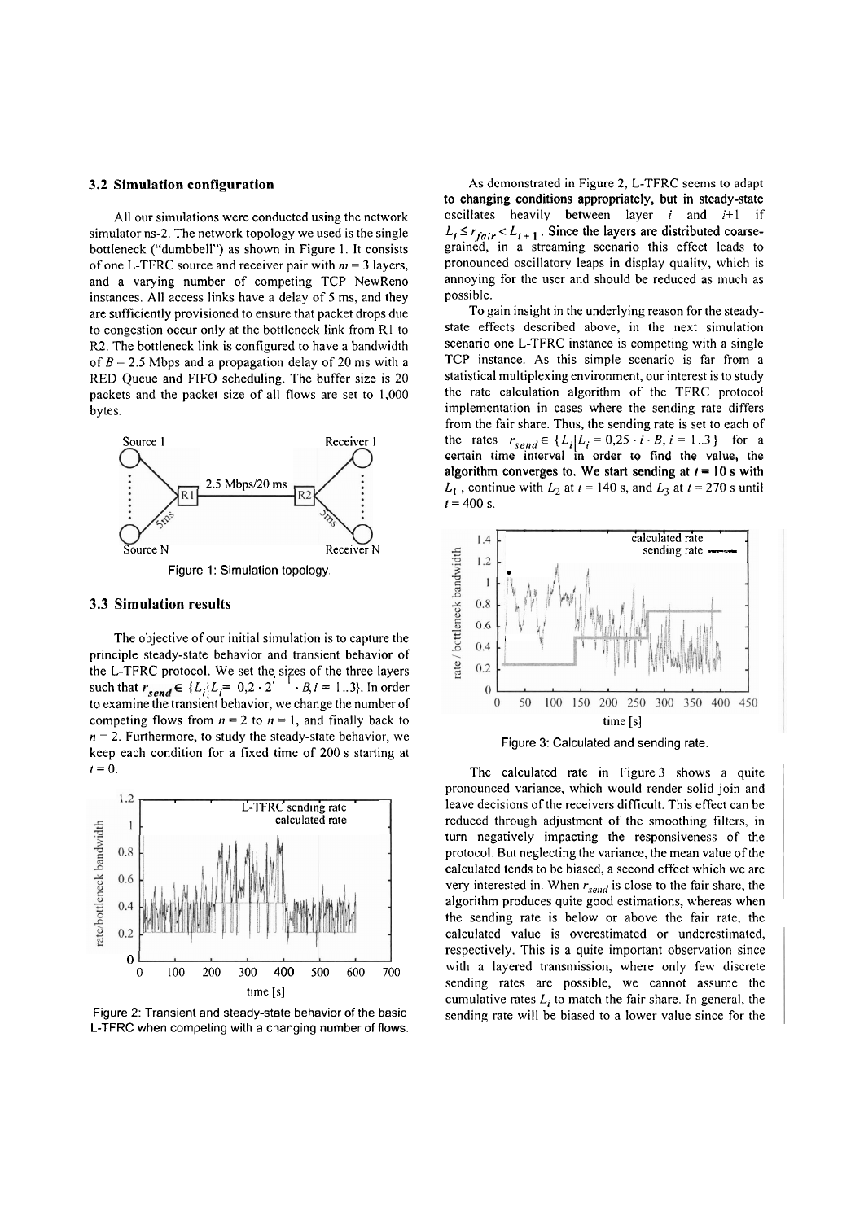### 3.2 Simulation configuration

All our simulations were conducted using the network simulator ns-2. The network topology we used is the single bottleneck ("dumbbell") as shown in Figure 1. It consists of one L-TFRC source and receiver pair with $m = 3$ layers, and a varying number of competing TCP NewReno instances. All access links have a delay of 5 ms, and they are sufficiently provisioned to ensure that packet drops due to congestion occur only at the bottleneck link from R1 to R2. The bottleneck link is configured to have a bandwidth of $B = 2.5$ Mbps and a propagation delay of 20 ms with a RED Queue and FIFO scheduling. The buffer size is 20 packets and the packet size of all flows are set to 1,000 bytes.

Figure 1: Simulation topology.

### 3.3 Simulation results

The objective of our initial simulation is to capture the principle steady-state behavior and transient behavior of the L-TFRC protocol. We set the sizes of the three layers such that $r_{send} \in \{L_i | L_i = 0{,}2 \cdot 2^{i-1} \cdot B, i = 1..3\}$. In order to examine the transient behavior, we change the number of competing flows from $n = 2$ to $n = 1$, and finally back to $n = 2$. Furthermore, to study the steady-state behavior, we keep each condition for a fixed time of 200 s starting at $t = 0$.

Figure 2: Transient and steady-state behavior of the basic L-TFRC when competing with a changing number of flows.

As demonstrated in Figure 2, L-TFRC seems to adapt to changing conditions appropriately, but in steady-state oscillates heavily between layer $i$ and $i$+1 if $L_i \le r_{fair} < L_{i+1}$. Since the layers are distributed coarse-grained, in a streaming scenario this effect leads to pronounced oscillatory leaps in display quality, which is annoying for the user and should be reduced as much as possible.

To gain insight in the underlying reason for the steady-state effects described above, in the next simulation scenario one L-TFRC instance is competing with a single TCP instance. As this simple scenario is far from a statistical multiplexing environment, our interest is to study the rate calculation algorithm of the TFRC protocol implementation in cases where the sending rate differs from the fair share. Thus, the sending rate is set to each of the rates $r_{send} \in \{L_i | L_i = 0{,}25 \cdot i \cdot B, i = 1..3\}$ for a certain time interval in order to find the value, the algorithm converges to. We start sending at $t = 10$ s with $L_1$, continue with $L_2$ at $t = 140$ s, and $L_3$ at $t = 270$ s until $t = 400$ s.

Figure 3: Calculated and sending rate.

The calculated rate in Figure 3 shows a quite pronounced variance, which would render solid join and leave decisions of the receivers difficult. This effect can be reduced through adjustment of the smoothing filters, in turn negatively impacting the responsiveness of the protocol. But neglecting the variance, the mean value of the calculated tends to be biased, a second effect which we are very interested in. When $r_{send}$ is close to the fair share, the algorithm produces quite good estimations, whereas when the sending rate is below or above the fair rate, the calculated value is overestimated or underestimated, respectively. This is a quite important observation since with a layered transmission, where only few discrete sending rates are possible, we cannot assume the cumulative rates $L_i$ to match the fair share. In general, the sending rate will be biased to a lower value since for the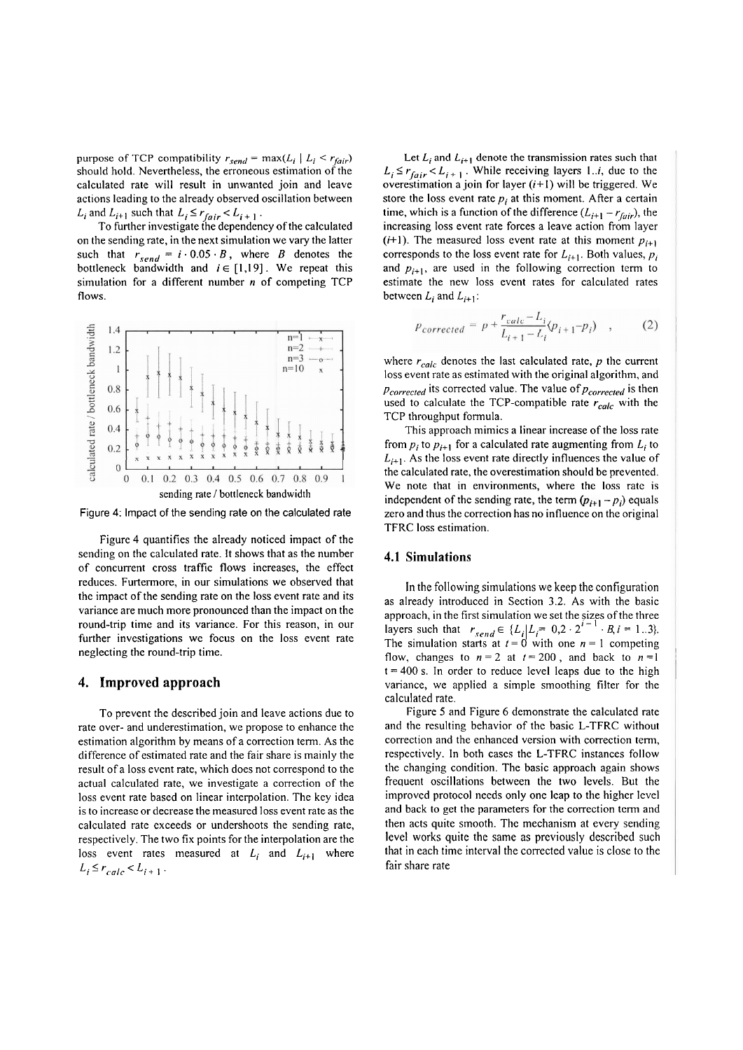purpose of TCP compatibility $r_{send} = \max(L_i \mid L_i < r_{fair})$ should hold. Nevertheless, the erroneous estimation of the calculated rate will result in unwanted join and leave actions leading to the already observed oscillation between $L_i$ and $L_{i+1}$ such that $L_i \leq r_{fair} < L_{i+1}$.

To further investigate the dependency of the calculated on the sending rate, in the next simulation we vary the latter such that $r_{send} = i \cdot 0.05 \cdot B$, where $B$ denotes the bottleneck bandwidth and $i \in [1,19]$. We repeat this simulation for a different number $n$ of competing TCP flows.

Figure 4: Impact of the sending rate on the calculated rate

Figure 4 quantifies the already noticed impact of the sending on the calculated rate. It shows that as the number of concurrent cross traffic flows increases, the effect reduces. Furtermore, in our simulations we observed that the impact of the sending rate on the loss event rate and its variance are much more pronounced than the impact on the round-trip time and its variance. For this reason, in our further investigations we focus on the loss event rate neglecting the round-trip time.

## 4. Improved approach

To prevent the described join and leave actions due to rate over- and underestimation, we propose to enhance the estimation algorithm by means of a correction term. As the difference of estimated rate and the fair share is mainly the result of a loss event rate, which does not correspond to the actual calculated rate, we investigate a correction of the loss event rate based on linear interpolation. The key idea is to increase or decrease the measured loss event rate as the calculated rate exceeds or undershoots the sending rate, respectively. The two fix points for the interpolation are the loss event rates measured at $L_i$ and $L_{i+1}$ where $L_i \leq r_{calc} < L_{i+1}$.

Let $L_i$ and $L_{i+1}$ denote the transmission rates such that $L_i \leq r_{fair} < L_{i+1}$. While receiving layers $1..i$, due to the overestimation a join for layer $(i+1)$ will be triggered. We store the loss event rate $p_i$ at this moment. After a certain time, which is a function of the difference $(L_{i+1} - r_{fair})$, the increasing loss event rate forces a leave action from layer $(i+1)$. The measured loss event rate at this moment $p_{i+1}$ corresponds to the loss event rate for $L_{i+1}$. Both values, $p_i$ and $p_{i+1}$, are used in the following correction term to estimate the new loss event rates for calculated rates between $L_i$ and $L_{i+1}$:

$$p_{corrected} = p + \frac{r_{calc} - L_i}{L_{i+1} - L_i}(p_{i+1} - p_i) \quad , \qquad (2)$$

where $r_{calc}$ denotes the last calculated rate, $p$ the current loss event rate as estimated with the original algorithm, and $p_{corrected}$ its corrected value. The value of $p_{corrected}$ is then used to calculate the TCP-compatible rate $r_{calc}$ with the TCP throughput formula.

This approach mimics a linear increase of the loss rate from $p_i$ to $p_{i+1}$ for a calculated rate augmenting from $L_i$ to $L_{i+1}$. As the loss event rate directly influences the value of the calculated rate, the overestimation should be prevented. We note that in environments, where the loss rate is independent of the sending rate, the term $(p_{i+1} - p_i)$ equals zero and thus the correction has no influence on the original TFRC loss estimation.

### 4.1 Simulations

In the following simulations we keep the configuration as already introduced in Section 3.2. As with the basic approach, in the first simulation we set the sizes of the three layers such that $r_{send} \in \{L_i | L_i = 0{,}2 \cdot 2^{i-1} \cdot B, i = 1..3\}$. The simulation starts at $t = 0$ with one $n = 1$ competing flow, changes to $n = 2$ at $t = 200$, and back to $n = 1$ $t = 400$ s. In order to reduce level leaps due to the high variance, we applied a simple smoothing filter for the calculated rate.

Figure 5 and Figure 6 demonstrate the calculated rate and the resulting behavior of the basic L-TFRC without correction and the enhanced version with correction term, respectively. In both cases the L-TFRC instances follow the changing condition. The basic approach again shows frequent oscillations between the two levels. But the improved protocol needs only one leap to the higher level and back to get the parameters for the correction term and then acts quite smooth. The mechanism at every sending level works quite the same as previously described such that in each time interval the corrected value is close to the fair share rate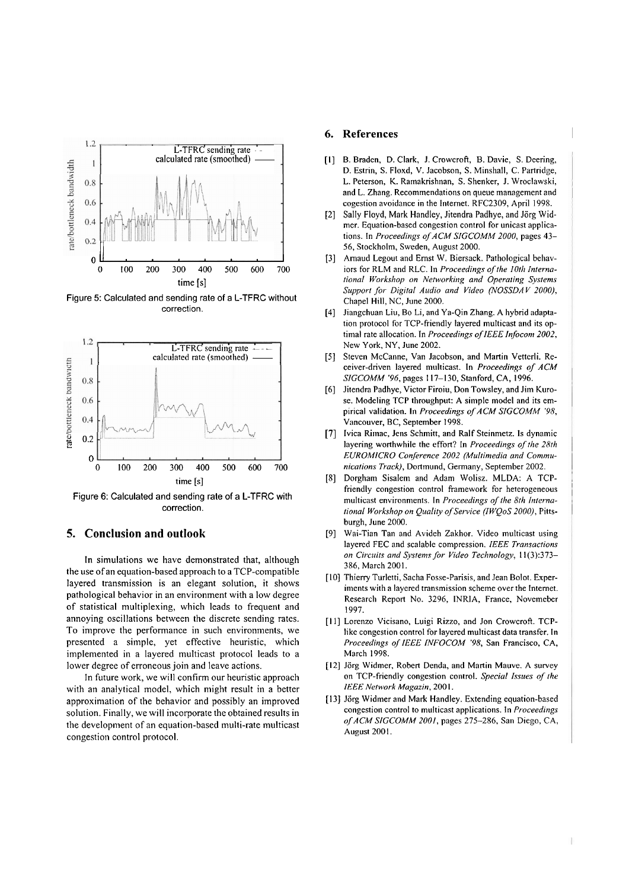1.2

L-TFRC sending rate

calculated rate (smoothed)

rate/bottleneck bandwidth

1

0.8

0.6

0.4

0.2

0

0 100 200 300 400 500 600 700

time [s]

Figure 5: Calculated and sending rate of a L-TFRC without correction.

1.2

L-TFRC sending rate

calculated rate (smoothed)

rate/bottleneck bandwidth

1

0.8

0.6

0.4

0.2

0

0 100 200 300 400 500 600 700

time [s]

Figure 6: Calculated and sending rate of a L-TFRC with correction.

## 5. Conclusion and outlook

In simulations we have demonstrated that, although the use of an equation-based approach to a TCP-compatible layered transmission is an elegant solution, it shows pathological behavior in an environment with a low degree of statistical multiplexing, which leads to frequent and annoying oscillations between the discrete sending rates. To improve the performance in such environments, we presented a simple, yet effective heuristic, which implemented in a layered multicast protocol leads to a lower degree of erroneous join and leave actions.

In future work, we will confirm our heuristic approach with an analytical model, which might result in a better approximation of the behavior and possibly an improved solution. Finally, we will incorporate the obtained results in the development of an equation-based multi-rate multicast congestion control protocol.

## 6. References

[1] B. Braden, D. Clark, J. Crowcroft, B. Davie, S. Deering, D. Estrin, S. Floxd, V. Jacobson, S. Minshall, C. Partridge, L. Peterson, K. Ramakrishnan, S. Shenker, J. Wroclawski, and L. Zhang. Recommendations on queue management and cogestion avoidance in the Internet. RFC2309, April 1998.

[2] Sally Floyd, Mark Handley, Jitendra Padhye, and Jörg Widmer. Equation-based congestion control for unicast applications. In *Proceedings of ACM SIGCOMM 2000*, pages 43–56, Stockholm, Sweden, August 2000.

[3] Arnaud Legout and Ernst W. Biersack. Pathological behaviors for RLM and RLC. In *Proceedings of the 10th International Workshop on Networking and Operating Systems Support for Digital Audio and Video (NOSSDAV 2000)*, Chapel Hill, NC, June 2000.

[4] Jiangchuan Liu, Bo Li, and Ya-Qin Zhang. A hybrid adaptation protocol for TCP-friendly layered multicast and its optimal rate allocation. In *Proceedings of IEEE Infocom 2002*, New York, NY, June 2002.

[5] Steven McCanne, Van Jacobson, and Martin Vetterli. Receiver-driven layered multicast. In *Proceedings of ACM SIGCOMM '96*, pages 117–130, Stanford, CA, 1996.

[6] Jitendra Padhye, Victor Firoiu, Don Towsley, and Jim Kurose. Modeling TCP throughput: A simple model and its empirical validation. In *Proceedings of ACM SIGCOMM '98*, Vancouver, BC, September 1998.

[7] Ivica Rimac, Jens Schmitt, and Ralf Steinmetz. Is dynamic layering worthwhile the effort? In *Proceedings of the 28th EUROMICRO Conference 2002 (Multimedia and Communications Track)*, Dortmund, Germany, September 2002.

[8] Dorgham Sisalem and Adam Wolisz. MLDA: A TCP-friendly congestion control framework for heterogeneous multicast environments. In *Proceedings of the 8th International Workshop on Quality of Service (IWQoS 2000)*, Pittsburgh, June 2000.

[9] Wai-Tian Tan and Avideh Zakhor. Video multicast using layered FEC and scalable compression. *IEEE Transactions on Circuits and Systems for Video Technology*, 11(3):373–386, March 2001.

[10] Thierry Turletti, Sacha Fosse-Parisis, and Jean Bolot. Experiments with a layered transmission scheme over the Internet. Research Report No. 3296, INRIA, France, Novemeber 1997.

[11] Lorenzo Vicisano, Luigi Rizzo, and Jon Crowcroft. TCP-like congestion control for layered multicast data transfer. In *Proceedings of IEEE INFOCOM '98*, San Francisco, CA, March 1998.

[12] Jörg Widmer, Robert Denda, and Martin Mauve. A survey on TCP-friendly congestion control. *Special Issues of the IEEE Network Magazin*, 2001.

[13] Jörg Widmer and Mark Handley. Extending equation-based congestion control to multicast applications. In *Proceedings of ACM SIGCOMM 2001*, pages 275–286, San Diego, CA, August 2001.